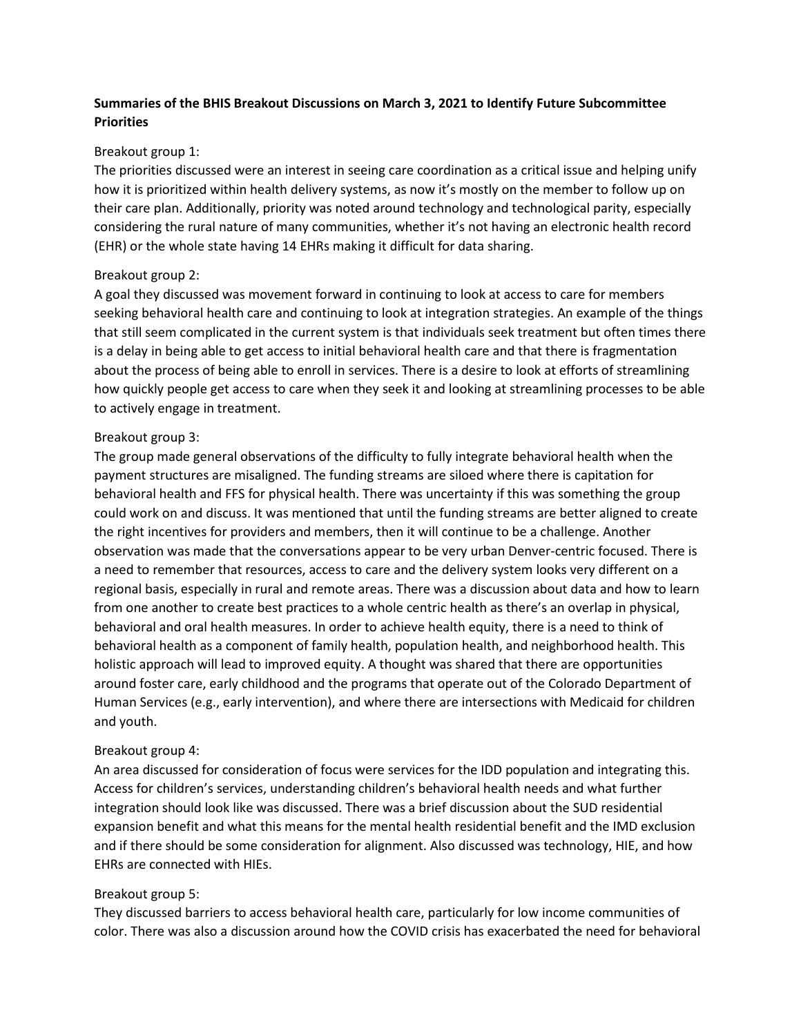**Summaries of the BHIS Breakout Discussions on March 3, 2021 to Identify Future Subcommittee Priorities**

Breakout group 1:
The priorities discussed were an interest in seeing care coordination as a critical issue and helping unify how it is prioritized within health delivery systems, as now it's mostly on the member to follow up on their care plan. Additionally, priority was noted around technology and technological parity, especially considering the rural nature of many communities, whether it's not having an electronic health record (EHR) or the whole state having 14 EHRs making it difficult for data sharing.

Breakout group 2:
A goal they discussed was movement forward in continuing to look at access to care for members seeking behavioral health care and continuing to look at integration strategies. An example of the things that still seem complicated in the current system is that individuals seek treatment but often times there is a delay in being able to get access to initial behavioral health care and that there is fragmentation about the process of being able to enroll in services. There is a desire to look at efforts of streamlining how quickly people get access to care when they seek it and looking at streamlining processes to be able to actively engage in treatment.

Breakout group 3:
The group made general observations of the difficulty to fully integrate behavioral health when the payment structures are misaligned. The funding streams are siloed where there is capitation for behavioral health and FFS for physical health. There was uncertainty if this was something the group could work on and discuss. It was mentioned that until the funding streams are better aligned to create the right incentives for providers and members, then it will continue to be a challenge. Another observation was made that the conversations appear to be very urban Denver-centric focused. There is a need to remember that resources, access to care and the delivery system looks very different on a regional basis, especially in rural and remote areas. There was a discussion about data and how to learn from one another to create best practices to a whole centric health as there's an overlap in physical, behavioral and oral health measures. In order to achieve health equity, there is a need to think of behavioral health as a component of family health, population health, and neighborhood health. This holistic approach will lead to improved equity. A thought was shared that there are opportunities around foster care, early childhood and the programs that operate out of the Colorado Department of Human Services (e.g., early intervention), and where there are intersections with Medicaid for children and youth.

Breakout group 4:
An area discussed for consideration of focus were services for the IDD population and integrating this. Access for children's services, understanding children's behavioral health needs and what further integration should look like was discussed. There was a brief discussion about the SUD residential expansion benefit and what this means for the mental health residential benefit and the IMD exclusion and if there should be some consideration for alignment. Also discussed was technology, HIE, and how EHRs are connected with HIEs.

Breakout group 5:
They discussed barriers to access behavioral health care, particularly for low income communities of color. There was also a discussion around how the COVID crisis has exacerbated the need for behavioral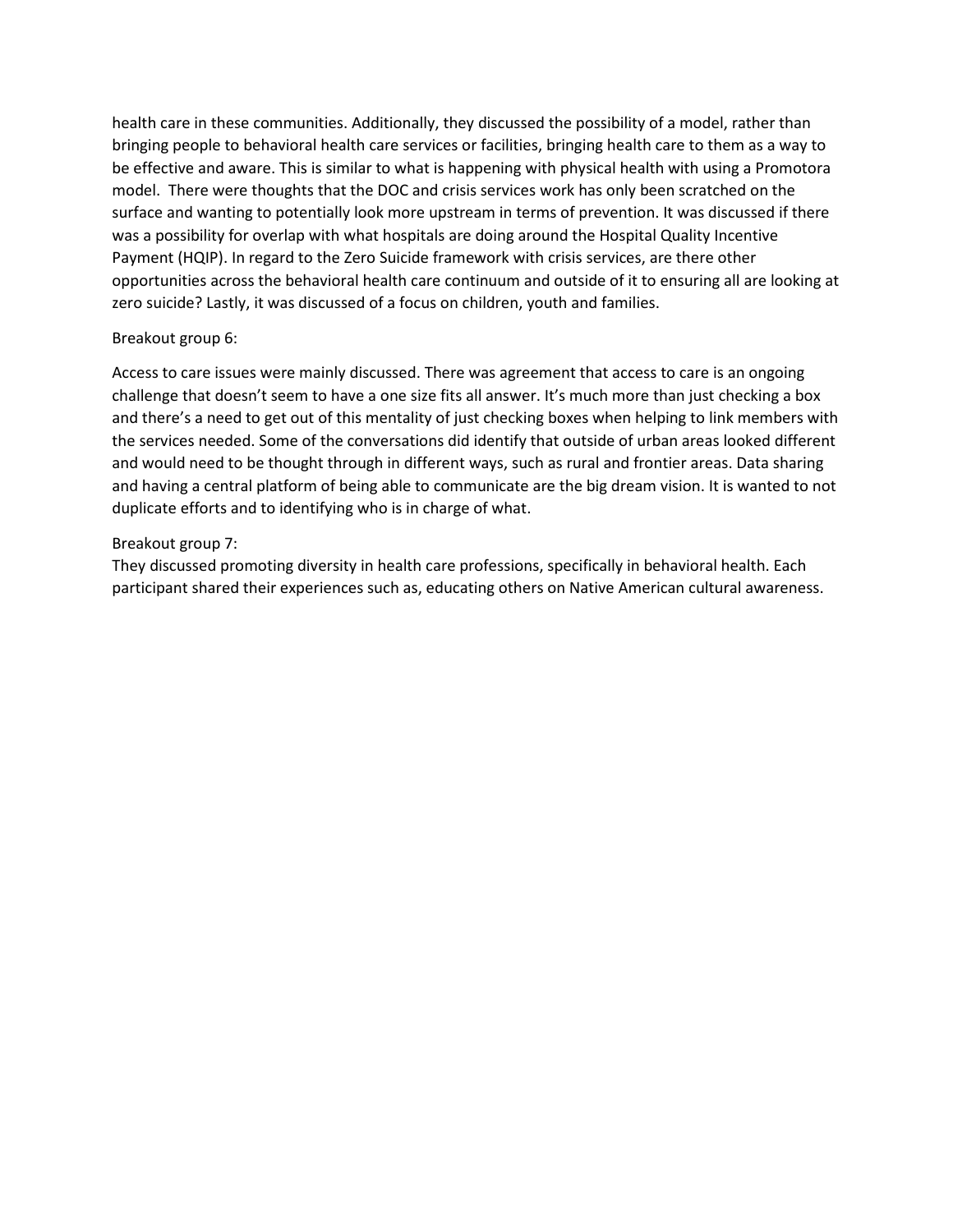health care in these communities. Additionally, they discussed the possibility of a model, rather than bringing people to behavioral health care services or facilities, bringing health care to them as a way to be effective and aware. This is similar to what is happening with physical health with using a Promotora model. There were thoughts that the DOC and crisis services work has only been scratched on the surface and wanting to potentially look more upstream in terms of prevention. It was discussed if there was a possibility for overlap with what hospitals are doing around the Hospital Quality Incentive Payment (HQIP). In regard to the Zero Suicide framework with crisis services, are there other opportunities across the behavioral health care continuum and outside of it to ensuring all are looking at zero suicide? Lastly, it was discussed of a focus on children, youth and families.

Breakout group 6:

Access to care issues were mainly discussed. There was agreement that access to care is an ongoing challenge that doesn't seem to have a one size fits all answer. It's much more than just checking a box and there's a need to get out of this mentality of just checking boxes when helping to link members with the services needed. Some of the conversations did identify that outside of urban areas looked different and would need to be thought through in different ways, such as rural and frontier areas. Data sharing and having a central platform of being able to communicate are the big dream vision. It is wanted to not duplicate efforts and to identifying who is in charge of what.

Breakout group 7:

They discussed promoting diversity in health care professions, specifically in behavioral health. Each participant shared their experiences such as, educating others on Native American cultural awareness.